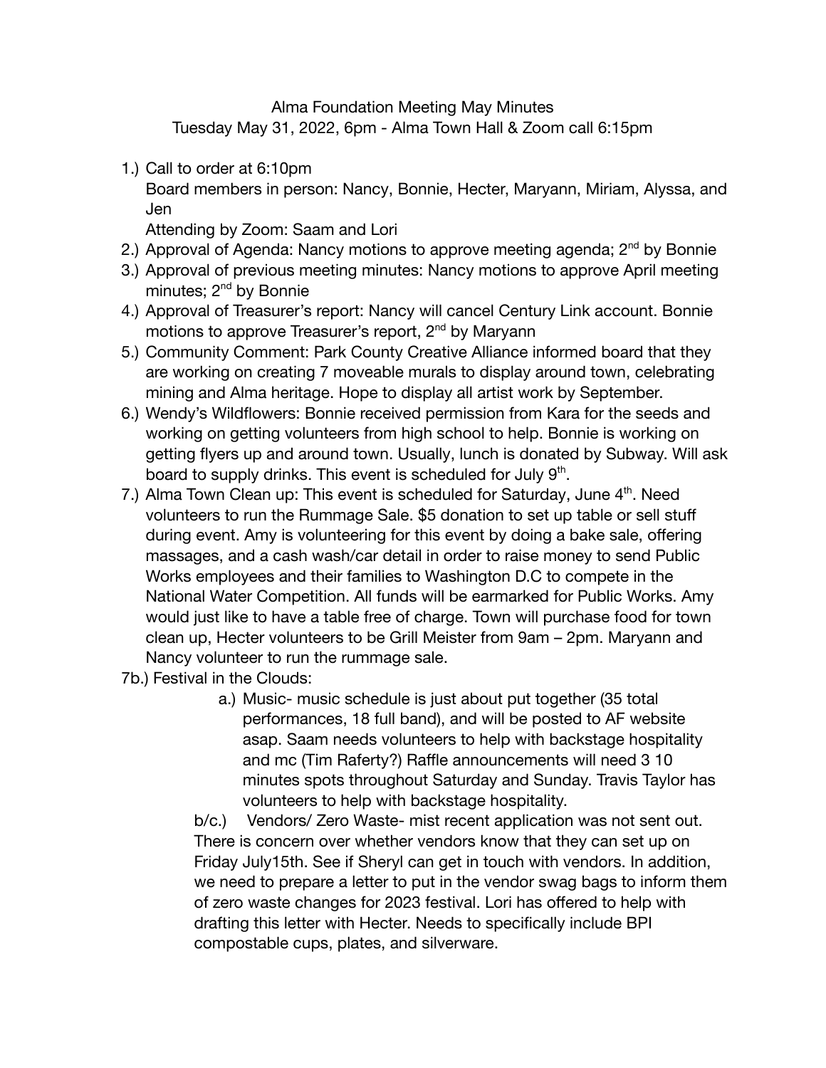Alma Foundation Meeting May Minutes
Tuesday May 31, 2022, 6pm - Alma Town Hall & Zoom call 6:15pm

1.) Call to order at 6:10pm
    Board members in person: Nancy, Bonnie, Hecter, Maryann, Miriam, Alyssa, and Jen
    Attending by Zoom: Saam and Lori
2.) Approval of Agenda: Nancy motions to approve meeting agenda; 2nd by Bonnie
3.) Approval of previous meeting minutes: Nancy motions to approve April meeting minutes; 2nd by Bonnie
4.) Approval of Treasurer's report: Nancy will cancel Century Link account. Bonnie motions to approve Treasurer's report, 2nd by Maryann
5.) Community Comment: Park County Creative Alliance informed board that they are working on creating 7 moveable murals to display around town, celebrating mining and Alma heritage. Hope to display all artist work by September.
6.) Wendy's Wildflowers: Bonnie received permission from Kara for the seeds and working on getting volunteers from high school to help. Bonnie is working on getting flyers up and around town. Usually, lunch is donated by Subway. Will ask board to supply drinks. This event is scheduled for July 9th.
7.) Alma Town Clean up: This event is scheduled for Saturday, June 4th. Need volunteers to run the Rummage Sale. $5 donation to set up table or sell stuff during event. Amy is volunteering for this event by doing a bake sale, offering massages, and a cash wash/car detail in order to raise money to send Public Works employees and their families to Washington D.C to compete in the National Water Competition. All funds will be earmarked for Public Works. Amy would just like to have a table free of charge. Town will purchase food for town clean up, Hecter volunteers to be Grill Meister from 9am – 2pm. Maryann and Nancy volunteer to run the rummage sale.

7b.) Festival in the Clouds:

   a.) Music- music schedule is just about put together (35 total performances, 18 full band), and will be posted to AF website asap. Saam needs volunteers to help with backstage hospitality and mc (Tim Raferty?) Raffle announcements will need 3 10 minutes spots throughout Saturday and Sunday. Travis Taylor has volunteers to help with backstage hospitality.

   b/c.) Vendors/ Zero Waste- mist recent application was not sent out. There is concern over whether vendors know that they can set up on Friday July15th. See if Sheryl can get in touch with vendors. In addition, we need to prepare a letter to put in the vendor swag bags to inform them of zero waste changes for 2023 festival. Lori has offered to help with drafting this letter with Hecter. Needs to specifically include BPI compostable cups, plates, and silverware.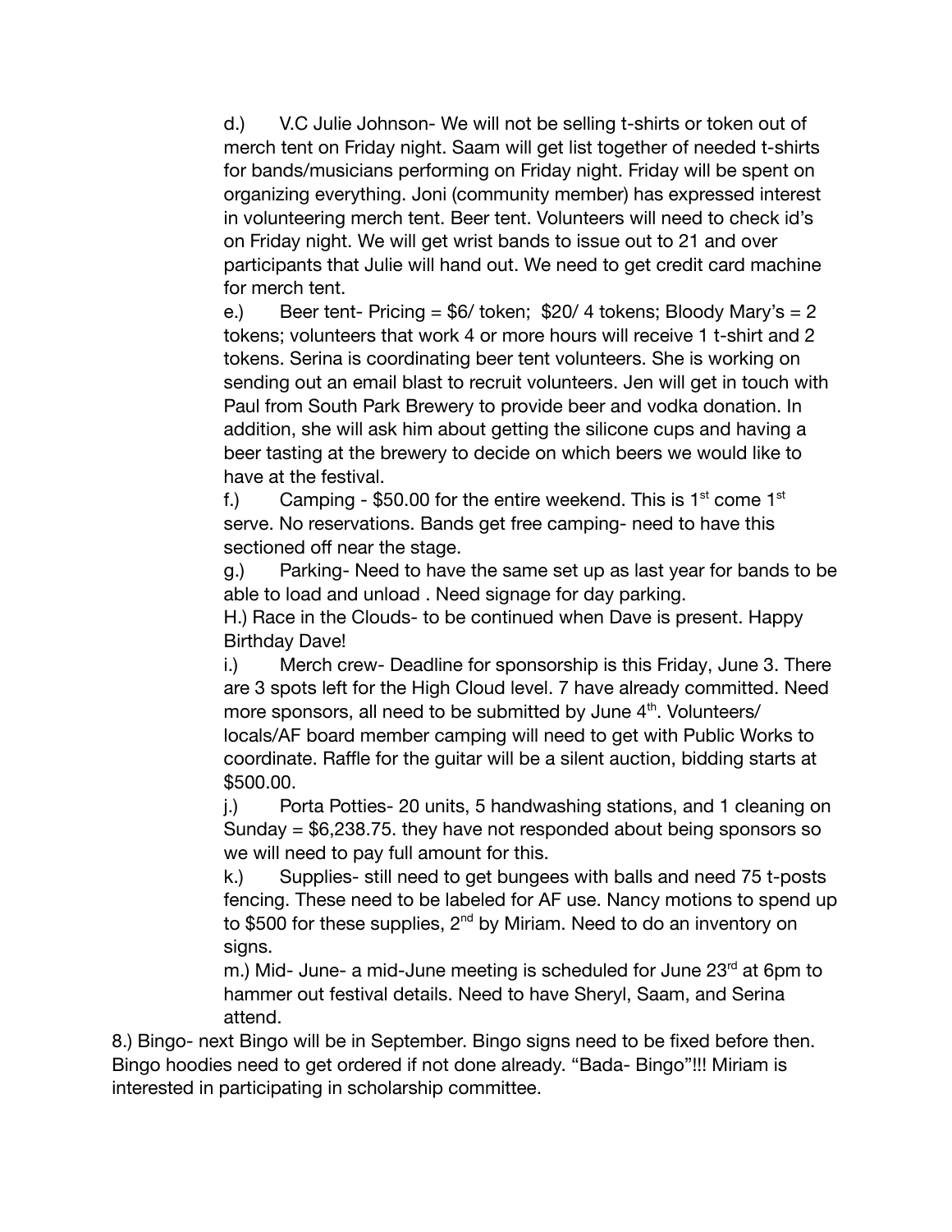d.) V.C Julie Johnson- We will not be selling t-shirts or token out of merch tent on Friday night. Saam will get list together of needed t-shirts for bands/musicians performing on Friday night. Friday will be spent on organizing everything. Joni (community member) has expressed interest in volunteering merch tent. Beer tent. Volunteers will need to check id's on Friday night. We will get wrist bands to issue out to 21 and over participants that Julie will hand out. We need to get credit card machine for merch tent.

e.) Beer tent- Pricing = $6/ token; $20/ 4 tokens; Bloody Mary's = 2 tokens; volunteers that work 4 or more hours will receive 1 t-shirt and 2 tokens. Serina is coordinating beer tent volunteers. She is working on sending out an email blast to recruit volunteers. Jen will get in touch with Paul from South Park Brewery to provide beer and vodka donation. In addition, she will ask him about getting the silicone cups and having a beer tasting at the brewery to decide on which beers we would like to have at the festival.

f.) Camping - $50.00 for the entire weekend. This is 1st come 1st serve. No reservations. Bands get free camping- need to have this sectioned off near the stage.

g.) Parking- Need to have the same set up as last year for bands to be able to load and unload . Need signage for day parking.

H.) Race in the Clouds- to be continued when Dave is present. Happy Birthday Dave!

i.) Merch crew- Deadline for sponsorship is this Friday, June 3. There are 3 spots left for the High Cloud level. 7 have already committed. Need more sponsors, all need to be submitted by June 4th. Volunteers/ locals/AF board member camping will need to get with Public Works to coordinate. Raffle for the guitar will be a silent auction, bidding starts at $500.00.

j.) Porta Potties- 20 units, 5 handwashing stations, and 1 cleaning on Sunday = $6,238.75. they have not responded about being sponsors so we will need to pay full amount for this.

k.) Supplies- still need to get bungees with balls and need 75 t-posts fencing. These need to be labeled for AF use. Nancy motions to spend up to $500 for these supplies, 2nd by Miriam. Need to do an inventory on signs.

m.) Mid- June- a mid-June meeting is scheduled for June 23rd at 6pm to hammer out festival details. Need to have Sheryl, Saam, and Serina attend.

8.) Bingo- next Bingo will be in September. Bingo signs need to be fixed before then. Bingo hoodies need to get ordered if not done already. "Bada- Bingo"!!! Miriam is interested in participating in scholarship committee.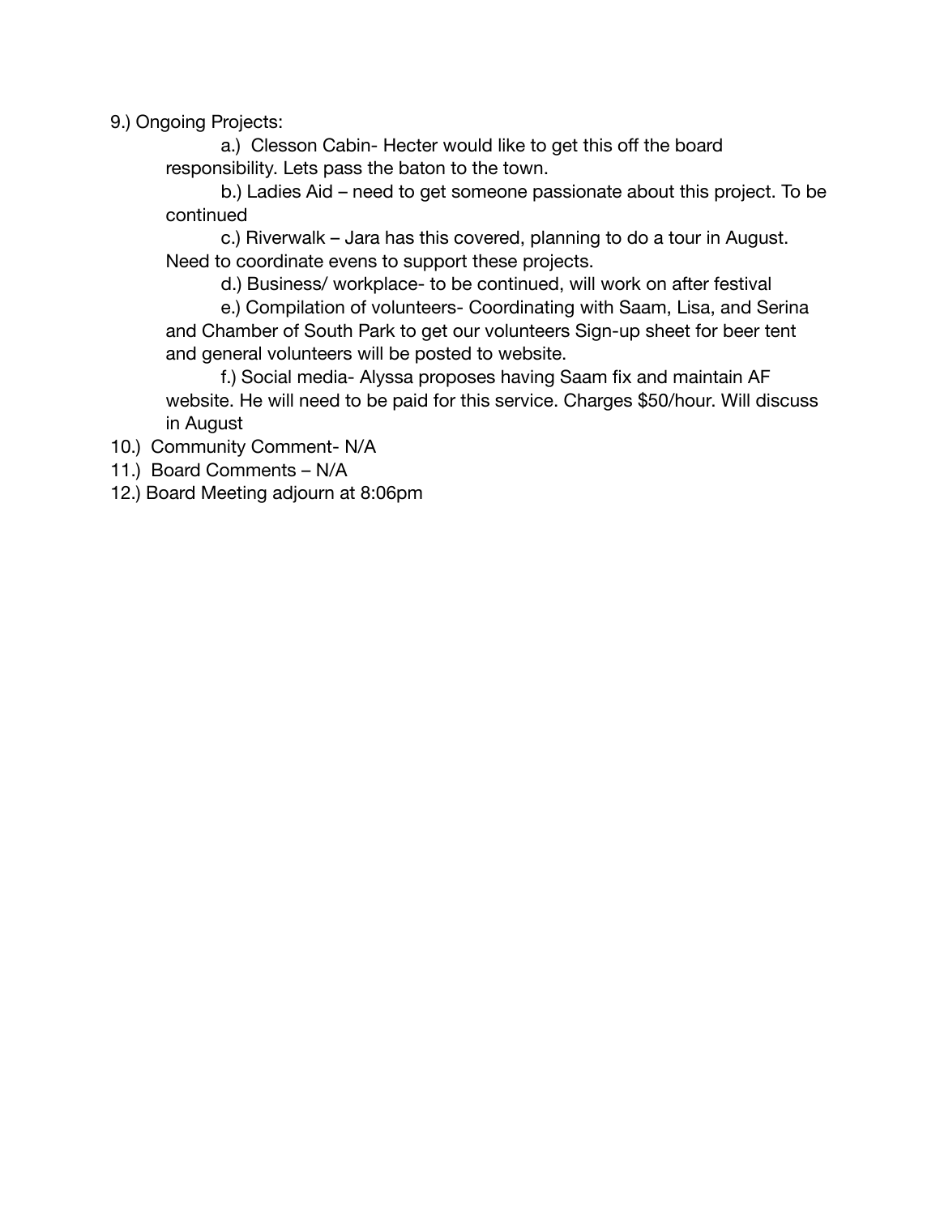9.) Ongoing Projects:

a.) Clesson Cabin- Hecter would like to get this off the board responsibility. Lets pass the baton to the town.

b.) Ladies Aid – need to get someone passionate about this project. To be continued

c.) Riverwalk – Jara has this covered, planning to do a tour in August. Need to coordinate evens to support these projects.

d.) Business/ workplace- to be continued, will work on after festival

e.) Compilation of volunteers- Coordinating with Saam, Lisa, and Serina and Chamber of South Park to get our volunteers Sign-up sheet for beer tent and general volunteers will be posted to website.

f.) Social media- Alyssa proposes having Saam fix and maintain AF website. He will need to be paid for this service. Charges $50/hour. Will discuss in August

10.) Community Comment- N/A

11.) Board Comments – N/A

12.) Board Meeting adjourn at 8:06pm